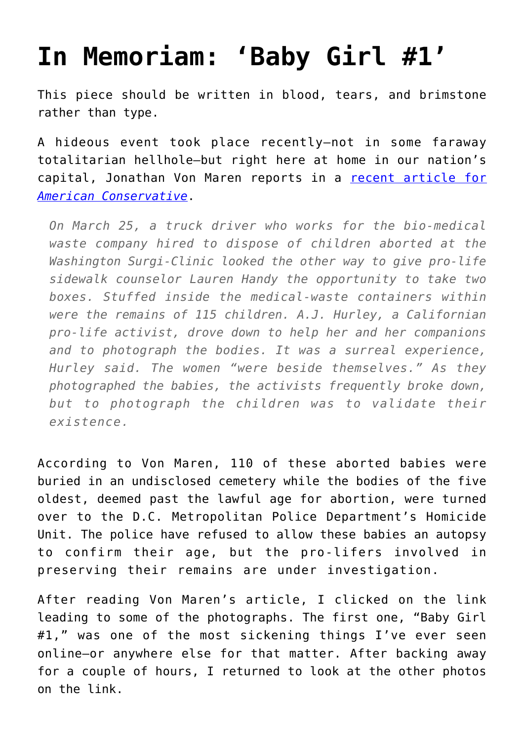# In Memoriam: 'Baby Girl #1'

This piece should be written in blood, tears, and brimstone rather than type.

A hideous event took place recently—not in some faraway totalitarian hellhole—but right here at home in our nation's capital, Jonathan Von Maren reports in a [recent article for *American Conservative*](#).

> *On March 25, a truck driver who works for the bio-medical waste company hired to dispose of children aborted at the Washington Surgi-Clinic looked the other way to give pro-life sidewalk counselor Lauren Handy the opportunity to take two boxes. Stuffed inside the medical-waste containers within were the remains of 115 children. A.J. Hurley, a Californian pro-life activist, drove down to help her and her companions and to photograph the bodies. It was a surreal experience, Hurley said. The women "were beside themselves." As they photographed the babies, the activists frequently broke down, but to photograph the children was to validate their existence.*

According to Von Maren, 110 of these aborted babies were buried in an undisclosed cemetery while the bodies of the five oldest, deemed past the lawful age for abortion, were turned over to the D.C. Metropolitan Police Department's Homicide Unit. The police have refused to allow these babies an autopsy to confirm their age, but the pro-lifers involved in preserving their remains are under investigation.

After reading Von Maren's article, I clicked on the link leading to some of the photographs. The first one, "Baby Girl #1," was one of the most sickening things I've ever seen online—or anywhere else for that matter. After backing away for a couple of hours, I returned to look at the other photos on the link.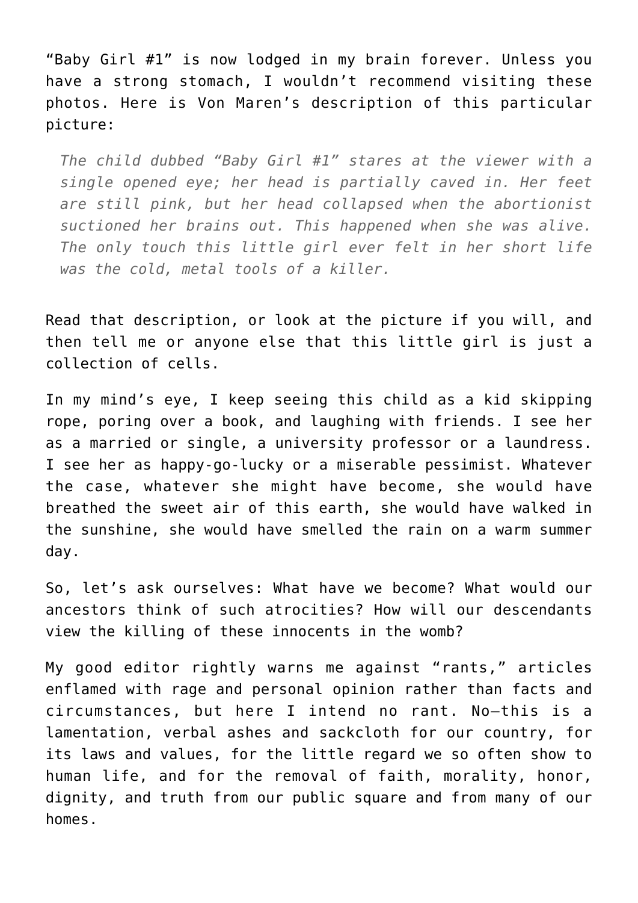"Baby Girl #1" is now lodged in my brain forever. Unless you have a strong stomach, I wouldn't recommend visiting these photos. Here is Von Maren's description of this particular picture:

> *The child dubbed "Baby Girl #1" stares at the viewer with a single opened eye; her head is partially caved in. Her feet are still pink, but her head collapsed when the abortionist suctioned her brains out. This happened when she was alive. The only touch this little girl ever felt in her short life was the cold, metal tools of a killer.*

Read that description, or look at the picture if you will, and then tell me or anyone else that this little girl is just a collection of cells.

In my mind's eye, I keep seeing this child as a kid skipping rope, poring over a book, and laughing with friends. I see her as a married or single, a university professor or a laundress. I see her as happy-go-lucky or a miserable pessimist. Whatever the case, whatever she might have become, she would have breathed the sweet air of this earth, she would have walked in the sunshine, she would have smelled the rain on a warm summer day.

So, let's ask ourselves: What have we become? What would our ancestors think of such atrocities? How will our descendants view the killing of these innocents in the womb?

My good editor rightly warns me against "rants," articles enflamed with rage and personal opinion rather than facts and circumstances, but here I intend no rant. No—this is a lamentation, verbal ashes and sackcloth for our country, for its laws and values, for the little regard we so often show to human life, and for the removal of faith, morality, honor, dignity, and truth from our public square and from many of our homes.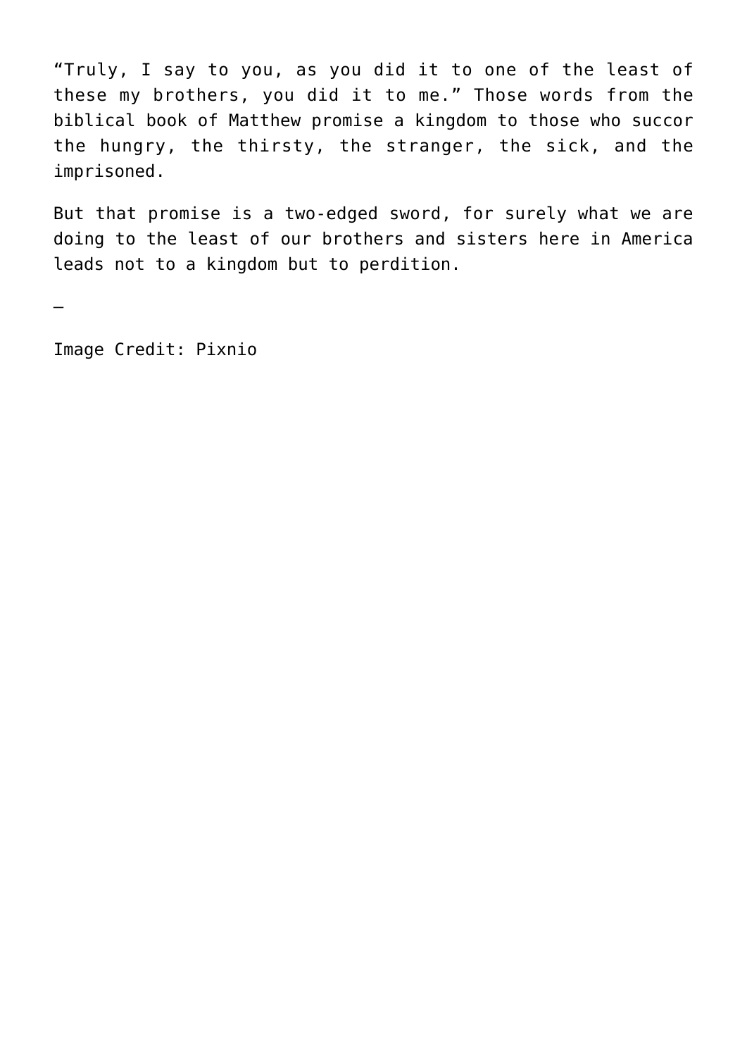"Truly, I say to you, as you did it to one of the least of these my brothers, you did it to me." Those words from the biblical book of Matthew promise a kingdom to those who succor the hungry, the thirsty, the stranger, the sick, and the imprisoned.

But that promise is a two-edged sword, for surely what we are doing to the least of our brothers and sisters here in America leads not to a kingdom but to perdition.

—

Image Credit: Pixnio